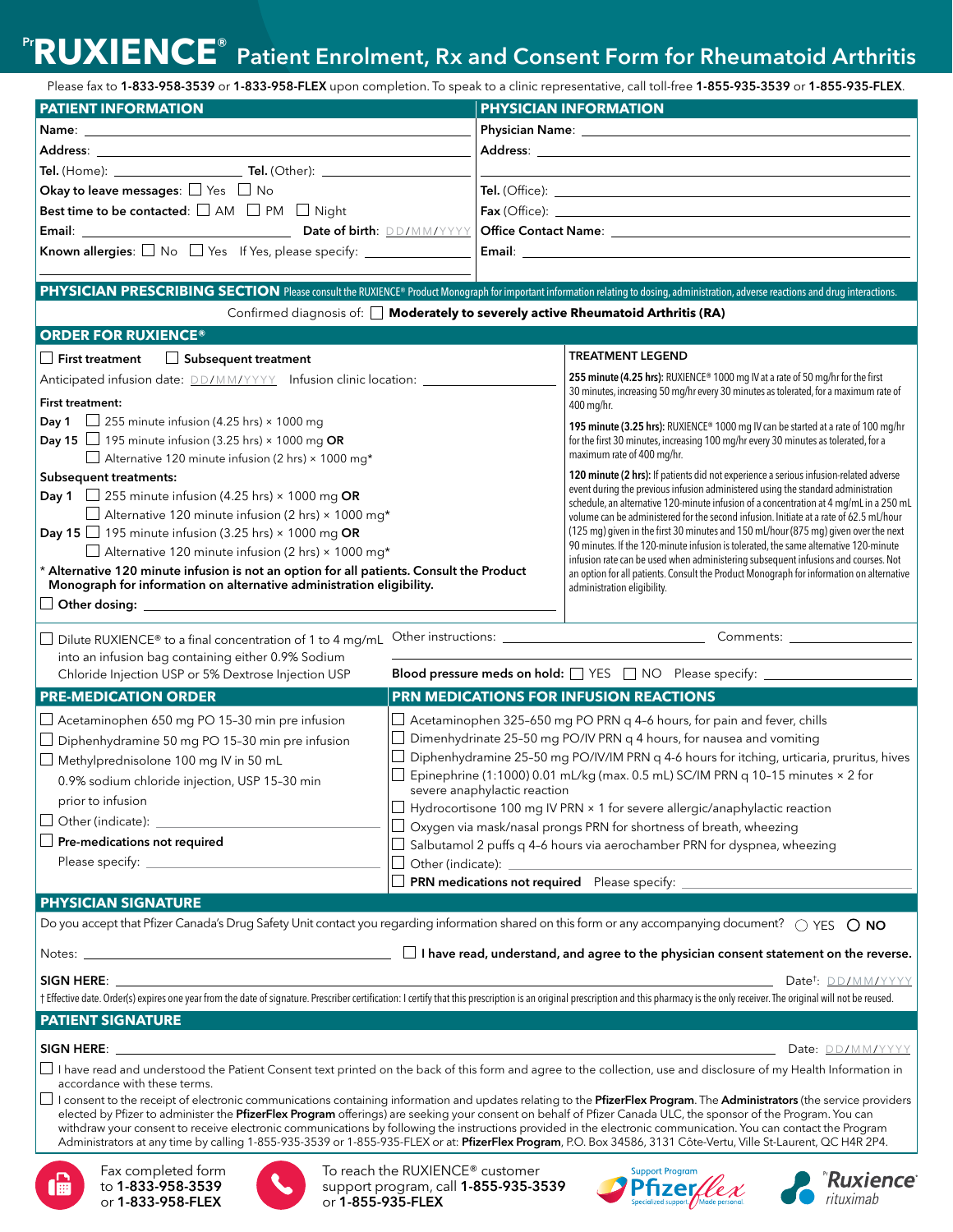# PrRUXIENCE® Patient Enrolment, Rx and Consent Form for Rheumatoid Arthritis

Please fax to **1-833-958-3539** or **1-833-958-FLEX** upon completion. To speak to a clinic representative, call toll-free **1-855-935-3539** or **1-855-935-FLEX**.

## PATIENT INFORMATION

**Name**: ______________________

**Address**: ______________________

**Tel.** (Home): ______________ **Tel.** (Other): ______________

**Okay to leave messages**: ☐ Yes ☐ No

**Best time to be contacted**: ☐ AM ☐ PM ☐ Night

**Email**: ______________ **Date of birth**: DD/MM/YYYY

**Known allergies**: ☐ No ☐ Yes If Yes, please specify: ______________

## PHYSICIAN INFORMATION

**Physician Name**: ______________________

**Address**: ______________________

**Tel.** (Office): ______________________

**Fax** (Office): ______________________

**Office Contact Name**: ______________________

**Email**: ______________________

## PHYSICIAN PRESCRIBING SECTION

Please consult the RUXIENCE® Product Monograph for important information relating to dosing, administration, adverse reactions and drug interactions.

Confirmed diagnosis of: ☐ **Moderately to severely active Rheumatoid Arthritis (RA)**

## ORDER FOR RUXIENCE®

☐ **First treatment** ☐ **Subsequent treatment**

Anticipated infusion date: DD/MM/YYYY Infusion clinic location: ______________

**First treatment:**

**Day 1** ☐ 255 minute infusion (4.25 hrs) × 1000 mg

**Day 15** ☐ 195 minute infusion (3.25 hrs) × 1000 mg **OR**

☐ Alternative 120 minute infusion (2 hrs) × 1000 mg*

**Subsequent treatments:**

**Day 1** ☐ 255 minute infusion (4.25 hrs) × 1000 mg **OR**

☐ Alternative 120 minute infusion (2 hrs) × 1000 mg*

**Day 15** ☐ 195 minute infusion (3.25 hrs) × 1000 mg **OR**

☐ Alternative 120 minute infusion (2 hrs) × 1000 mg*

**\* Alternative 120 minute infusion is not an option for all patients. Consult the Product Monograph for information on alternative administration eligibility.**

☐ **Other dosing**: ______________________

### TREATMENT LEGEND

**255 minute (4.25 hrs):** RUXIENCE® 1000 mg IV at a rate of 50 mg/hr for the first 30 minutes, increasing 50 mg/hr every 30 minutes as tolerated, for a maximum rate of 400 mg/hr.

**195 minute (3.25 hrs):** RUXIENCE® 1000 mg IV can be started at a rate of 100 mg/hr for the first 30 minutes, increasing 100 mg/hr every 30 minutes as tolerated, for a maximum rate of 400 mg/hr.

**120 minute (2 hrs):** If patients did not experience a serious infusion-related adverse event during the previous infusion administered using the standard administration schedule, an alternative 120-minute infusion of a concentration at 4 mg/mL in a 250 mL volume can be administered for the second infusion. Initiate at a rate of 62.5 mL/hour (125 mg) given in the first 30 minutes and 150 mL/hour (875 mg) given over the next 90 minutes. If the 120-minute infusion is tolerated, the same alternative 120-minute infusion rate can be used when administering subsequent infusions and courses. Not an option for all patients. Consult the Product Monograph for information on alternative administration eligibility.

☐ Dilute RUXIENCE® to a final concentration of 1 to 4 mg/mL into an infusion bag containing either 0.9% Sodium Chloride Injection USP or 5% Dextrose Injection USP

Other instructions: ______________ Comments: ______________

**Blood pressure meds on hold:** ☐ YES ☐ NO Please specify: ______________

## PRE-MEDICATION ORDER

☐ Acetaminophen 650 mg PO 15–30 min pre infusion

☐ Diphenhydramine 50 mg PO 15–30 min pre infusion

☐ Methylprednisolone 100 mg IV in 50 mL 0.9% sodium chloride injection, USP 15–30 min prior to infusion

☐ Other (indicate): ______________

☐ **Pre-medications not required**

Please specify: ______________

## PRN MEDICATIONS FOR INFUSION REACTIONS

☐ Acetaminophen 325–650 mg PO PRN q 4–6 hours, for pain and fever, chills

☐ Dimenhydrinate 25–50 mg PO/IV PRN q 4 hours, for nausea and vomiting

☐ Diphenhydramine 25–50 mg PO/IV/IM PRN q 4-6 hours for itching, urticaria, pruritus, hives

☐ Epinephrine (1:1000) 0.01 mL/kg (max. 0.5 mL) SC/IM PRN q 10–15 minutes × 2 for severe anaphylactic reaction

☐ Hydrocortisone 100 mg IV PRN × 1 for severe allergic/anaphylactic reaction

☐ Oxygen via mask/nasal prongs PRN for shortness of breath, wheezing

☐ Salbutamol 2 puffs q 4–6 hours via aerochamber PRN for dyspnea, wheezing

☐ Other (indicate): ______________

☐ **PRN medications not required** Please specify: ______________

## PHYSICIAN SIGNATURE

Do you accept that Pfizer Canada's Drug Safety Unit contact you regarding information shared on this form or any accompanying document? ◯ YES ◯ **NO**

Notes: ______________ ☐ **I have read, understand, and agree to the physician consent statement on the reverse.**

**SIGN HERE**: ______________________ Date†: DD/MM/YYYY

† Effective date. Order(s) expires one year from the date of signature. Prescriber certification: I certify that this prescription is an original prescription and this pharmacy is the only receiver. The original will not be reused.

## PATIENT SIGNATURE

**SIGN HERE**: ______________________ Date: DD/MM/YYYY

☐ I have read and understood the Patient Consent text printed on the back of this form and agree to the collection, use and disclosure of my Health Information in accordance with these terms.

☐ I consent to the receipt of electronic communications containing information and updates relating to the **PfizerFlex Program**. The **Administrators** (the service providers elected by Pfizer to administer the **PfizerFlex Program** offerings) are seeking your consent on behalf of Pfizer Canada ULC, the sponsor of the Program. You can withdraw your consent to receive electronic communications by following the instructions provided in the electronic communication. You can contact the Program Administrators at any time by calling 1-855-935-3539 or 1-855-935-FLEX or at: **PfizerFlex Program**, P.O. Box 34586, 3131 Côte-Vertu, Ville St-Laurent, QC H4R 2P4.

Fax completed form to **1-833-958-3539** or **1-833-958-FLEX**

To reach the RUXIENCE® customer support program, call **1-855-935-3539** or **1-855-935-FLEX**

Support Program PfizerFlex – Specialized support, Made personal

PrRuxience® rituximab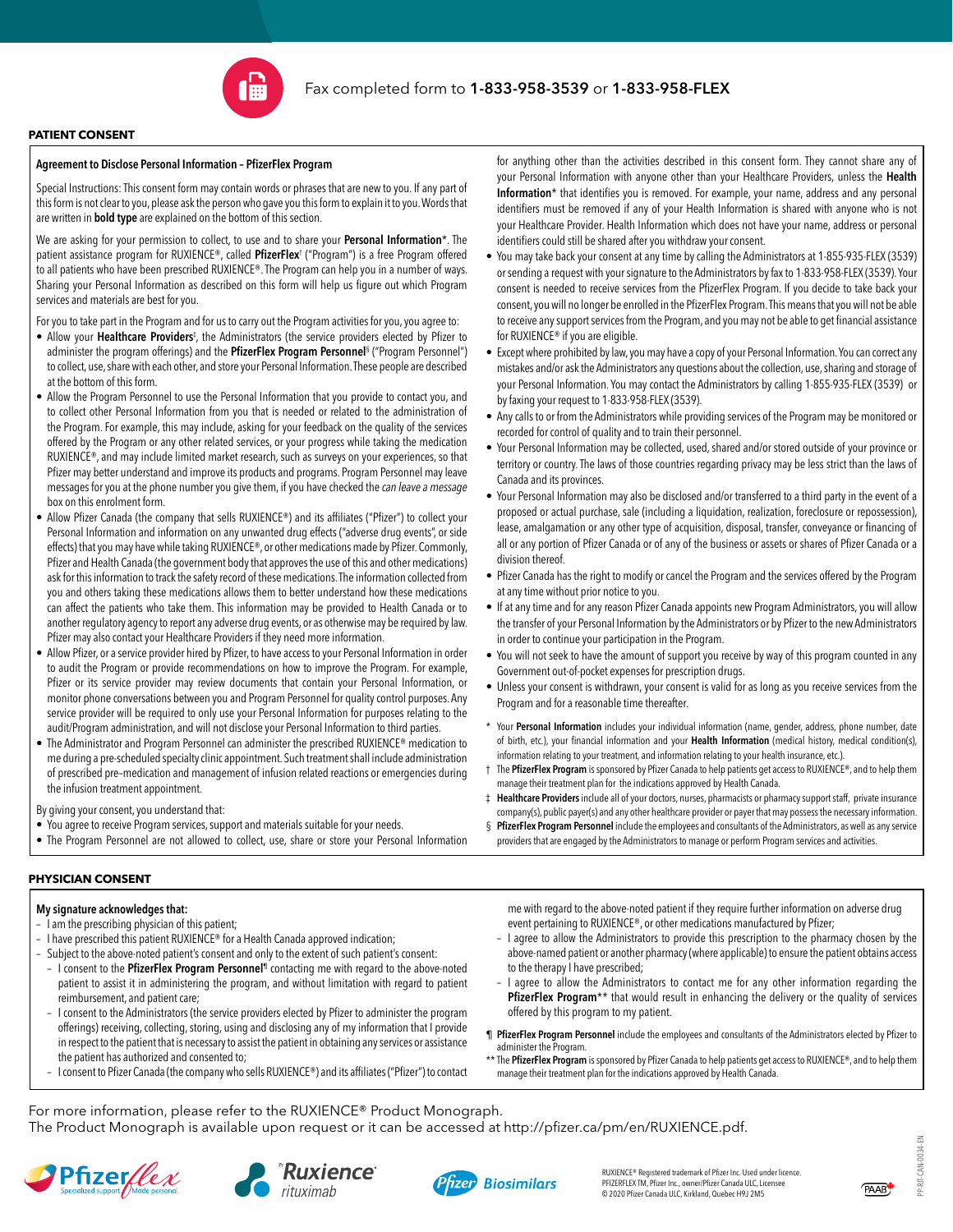Fax completed form to **1-833-958-3539** or **1-833-958-FLEX**

## PATIENT CONSENT

### Agreement to Disclose Personal Information – PfizerFlex Program

Special Instructions: This consent form may contain words or phrases that are new to you. If any part of this form is not clear to you, please ask the person who gave you this form to explain it to you. Words that are written in **bold type** are explained on the bottom of this section.

We are asking for your permission to collect, to use and to share your **Personal Information***. The patient assistance program for RUXIENCE®, called **PfizerFlex**† ("Program") is a free Program offered to all patients who have been prescribed RUXIENCE®. The Program can help you in a number of ways. Sharing your Personal Information as described on this form will help us figure out which Program services and materials are best for you.

For you to take part in the Program and for us to carry out the Program activities for you, you agree to:

- Allow your **Healthcare Providers**‡, the Administrators (the service providers elected by Pfizer to administer the program offerings) and the **PfizerFlex Program Personnel**§ ("Program Personnel") to collect, use, share with each other, and store your Personal Information. These people are described at the bottom of this form.
- Allow the Program Personnel to use the Personal Information that you provide to contact you, and to collect other Personal Information from you that is needed or related to the administration of the Program. For example, this may include, asking for your feedback on the quality of the services offered by the Program or any other related services, or your progress while taking the medication RUXIENCE®, and may include limited market research, such as surveys on your experiences, so that Pfizer may better understand and improve its products and programs. Program Personnel may leave messages for you at the phone number you give them, if you have checked the *can leave a message* box on this enrolment form.
- Allow Pfizer Canada (the company that sells RUXIENCE®) and its affiliates ("Pfizer") to collect your Personal Information and information on any unwanted drug effects ("adverse drug events", or side effects) that you may have while taking RUXIENCE®, or other medications made by Pfizer. Commonly, Pfizer and Health Canada (the government body that approves the use of this and other medications) ask for this information to track the safety record of these medications. The information collected from you and others taking these medications allows them to better understand how these medications can affect the patients who take them. This information may be provided to Health Canada or to another regulatory agency to report any adverse drug events, or as otherwise may be required by law. Pfizer may also contact your Healthcare Providers if they need more information.
- Allow Pfizer, or a service provider hired by Pfizer, to have access to your Personal Information in order to audit the Program or provide recommendations on how to improve the Program. For example, Pfizer or its service provider may review documents that contain your Personal Information, or monitor phone conversations between you and Program Personnel for quality control purposes. Any service provider will be required to only use your Personal Information for purposes relating to the audit/Program administration, and will not disclose your Personal Information to third parties.
- The Administrator and Program Personnel can administer the prescribed RUXIENCE® medication to me during a pre-scheduled specialty clinic appointment. Such treatment shall include administration of prescribed pre–medication and management of infusion related reactions or emergencies during the infusion treatment appointment.

By giving your consent, you understand that:

- You agree to receive Program services, support and materials suitable for your needs.
- The Program Personnel are not allowed to collect, use, share or store your Personal Information for anything other than the activities described in this consent form. They cannot share any of your Personal Information with anyone other than your Healthcare Providers, unless the **Health Information*** that identifies you is removed. For example, your name, address and any personal identifiers must be removed if any of your Health Information is shared with anyone who is not your Healthcare Provider. Health Information which does not have your name, address or personal identifiers could still be shared after you withdraw your consent.
- You may take back your consent at any time by calling the Administrators at 1-855-935-FLEX (3539) or sending a request with your signature to the Administrators by fax to 1-833-958-FLEX (3539). Your consent is needed to receive services from the PfizerFlex Program. If you decide to take back your consent, you will no longer be enrolled in the PfizerFlex Program. This means that you will not be able to receive any support services from the Program, and you may not be able to get financial assistance for RUXIENCE® if you are eligible.
- Except where prohibited by law, you may have a copy of your Personal Information. You can correct any mistakes and/or ask the Administrators any questions about the collection, use, sharing and storage of your Personal Information. You may contact the Administrators by calling 1-855-935-FLEX (3539) or by faxing your request to 1-833-958-FLEX (3539).
- Any calls to or from the Administrators while providing services of the Program may be monitored or recorded for control of quality and to train their personnel.
- Your Personal Information may be collected, used, shared and/or stored outside of your province or territory or country. The laws of those countries regarding privacy may be less strict than the laws of Canada and its provinces.
- Your Personal Information may also be disclosed and/or transferred to a third party in the event of a proposed or actual purchase, sale (including a liquidation, realization, foreclosure or repossession), lease, amalgamation or any other type of acquisition, disposal, transfer, conveyance or financing of all or any portion of Pfizer Canada or of any of the business or assets or shares of Pfizer Canada or a division thereof.
- Pfizer Canada has the right to modify or cancel the Program and the services offered by the Program at any time without prior notice to you.
- If at any time and for any reason Pfizer Canada appoints new Program Administrators, you will allow the transfer of your Personal Information by the Administrators or by Pfizer to the new Administrators in order to continue your participation in the Program.
- You will not seek to have the amount of support you receive by way of this program counted in any Government out-of-pocket expenses for prescription drugs.
- Unless your consent is withdrawn, your consent is valid for as long as you receive services from the Program and for a reasonable time thereafter.

\* Your **Personal Information** includes your individual information (name, gender, address, phone number, date of birth, etc.), your financial information and your **Health Information** (medical history, medical condition(s), information relating to your treatment, and information relating to your health insurance, etc.).

† The **PfizerFlex Program** is sponsored by Pfizer Canada to help patients get access to RUXIENCE®, and to help them manage their treatment plan for the indications approved by Health Canada.

‡ **Healthcare Providers** include all of your doctors, nurses, pharmacists or pharmacy support staff, private insurance company(s), public payer(s) and any other healthcare provider or payer that may possess the necessary information.

§ **PfizerFlex Program Personnel** include the employees and consultants of the Administrators, as well as any service providers that are engaged by the Administrators to manage or perform Program services and activities.

## PHYSICIAN CONSENT

**My signature acknowledges that:**

- I am the prescribing physician of this patient;
- I have prescribed this patient RUXIENCE® for a Health Canada approved indication;
- Subject to the above-noted patient's consent and only to the extent of such patient's consent:
  - I consent to the **PfizerFlex Program Personnel**¶ contacting me with regard to the above-noted patient to assist it in administering the program, and without limitation with regard to patient reimbursement, and patient care;
  - I consent to the Administrators (the service providers elected by Pfizer to administer the program offerings) receiving, collecting, storing, using and disclosing any of my information that I provide in respect to the patient that is necessary to assist the patient in obtaining any services or assistance the patient has authorized and consented to;
  - I consent to Pfizer Canada (the company who sells RUXIENCE®) and its affiliates ("Pfizer") to contact me with regard to the above-noted patient if they require further information on adverse drug event pertaining to RUXIENCE®, or other medications manufactured by Pfizer;
  - I agree to allow the Administrators to provide this prescription to the pharmacy chosen by the above-named patient or another pharmacy (where applicable) to ensure the patient obtains access to the therapy I have prescribed;
  - I agree to allow the Administrators to contact me for any other information regarding the **PfizerFlex Program**** that would result in enhancing the delivery or the quality of services offered by this program to my patient.

¶ **PfizerFlex Program Personnel** include the employees and consultants of the Administrators elected by Pfizer to administer the Program.

** The **PfizerFlex Program** is sponsored by Pfizer Canada to help patients get access to RUXIENCE®, and to help them manage their treatment plan for the indications approved by Health Canada.

For more information, please refer to the RUXIENCE® Product Monograph.
The Product Monograph is available upon request or it can be accessed at http://pfizer.ca/pm/en/RUXIENCE.pdf.

PfizerFlex Specialized support | Made personal

Pr Ruxience® rituximab

Pfizer Biosimilars

RUXIENCE® Registered trademark of Pfizer Inc. Used under licence.
PFIZERFLEX TM, Pfizer Inc., owner/Pfizer Canada ULC, Licensee
© 2020 Pfizer Canada ULC, Kirkland, Quebec H9J 2M5

PAAB

PP-RIT-CAN-0034-EN